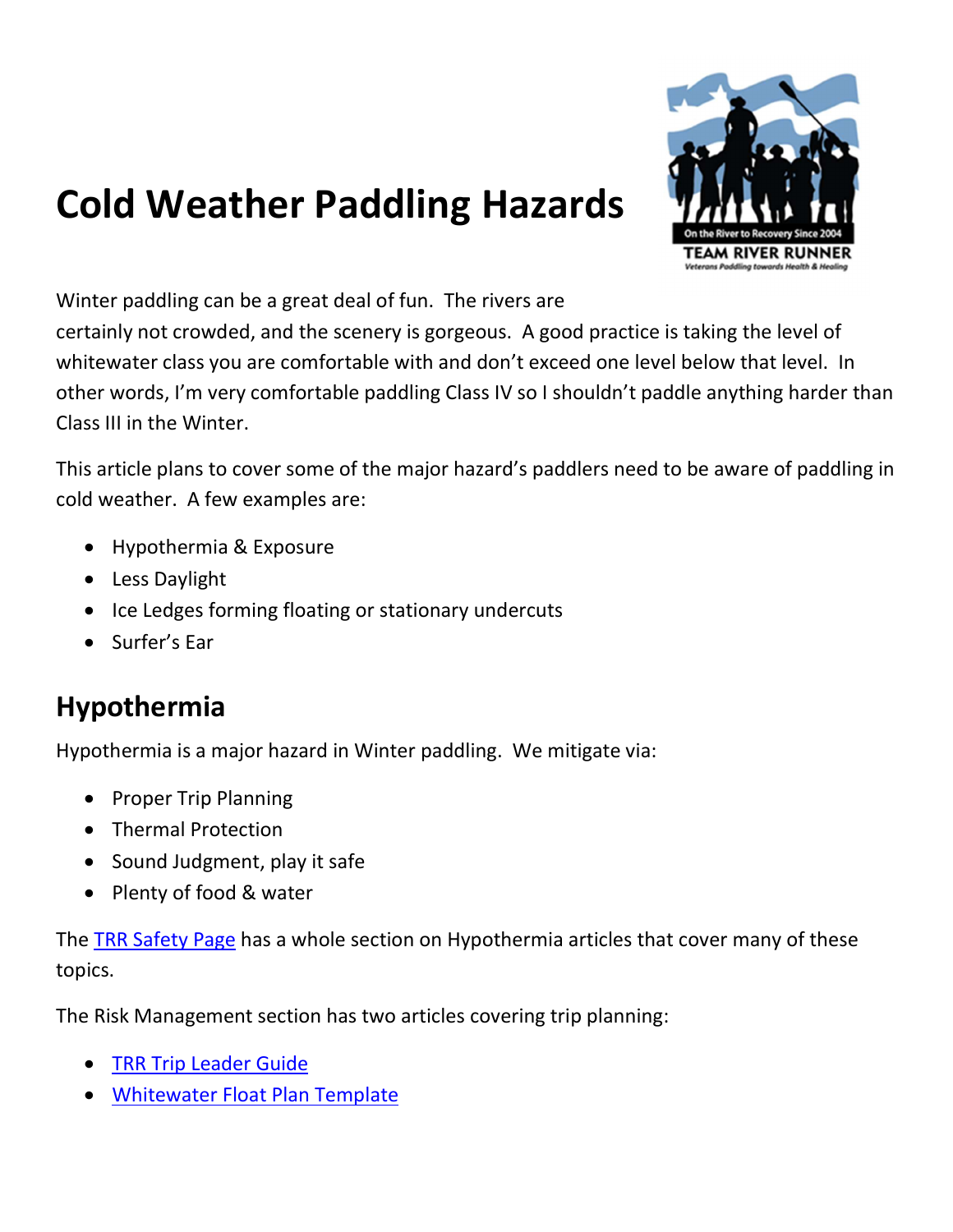# Cold Weather Paddling Hazards

Winter paddling can be a great deal of fun. The rivers are certainly not crowded, and the scenery is gorgeous. A good practice is taking the level of whitewater class you are comfortable with and don't exceed one level below that level. In other words, I'm very comfortable paddling Class IV so I shouldn't paddle anything harder than Class III in the Winter.

This article plans to cover some of the major hazard's paddlers need to be aware of paddling in cold weather. A few examples are:

- Hypothermia & Exposure
- Less Daylight
- Ice Ledges forming floating or stationary undercuts
- Surfer's Ear

## Hypothermia

Hypothermia is a major hazard in Winter paddling. We mitigate via:

- Proper Trip Planning
- Thermal Protection
- Sound Judgment, play it safe
- Plenty of food & water

The TRR Safety Page has a whole section on Hypothermia articles that cover many of these topics.

The Risk Management section has two articles covering trip planning:

- TRR Trip Leader Guide
- Whitewater Float Plan Template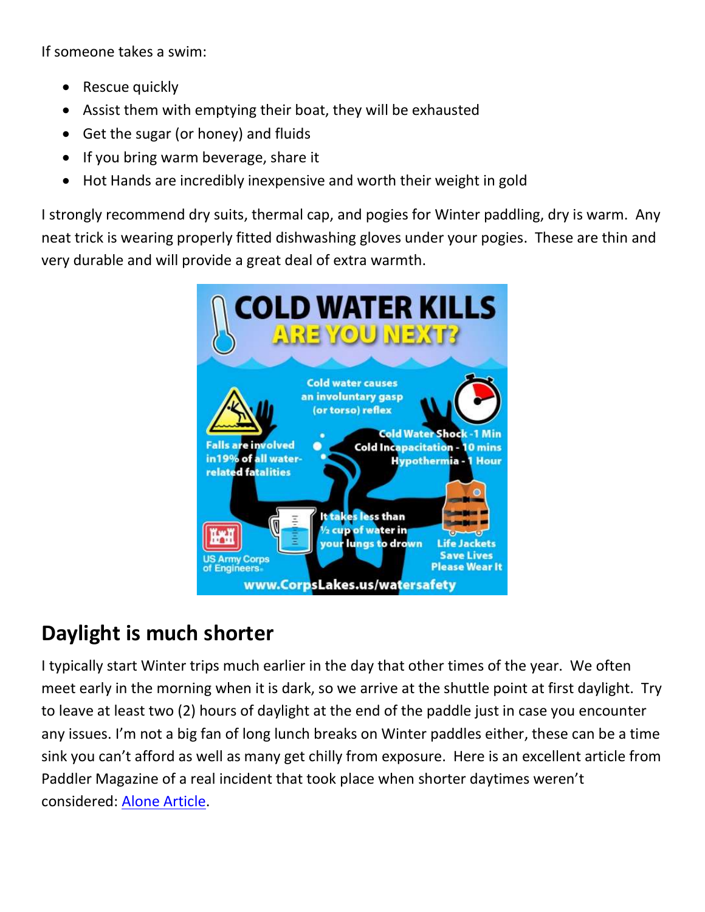If someone takes a swim:

- Rescue quickly
- Assist them with emptying their boat, they will be exhausted
- Get the sugar (or honey) and fluids
- If you bring warm beverage, share it
- Hot Hands are incredibly inexpensive and worth their weight in gold

I strongly recommend dry suits, thermal cap, and pogies for Winter paddling, dry is warm. Any neat trick is wearing properly fitted dishwashing gloves under your pogies. These are thin and very durable and will provide a great deal of extra warmth.

## Daylight is much shorter

I typically start Winter trips much earlier in the day that other times of the year. We often meet early in the morning when it is dark, so we arrive at the shuttle point at first daylight. Try to leave at least two (2) hours of daylight at the end of the paddle just in case you encounter any issues. I'm not a big fan of long lunch breaks on Winter paddles either, these can be a time sink you can't afford as well as many get chilly from exposure. Here is an excellent article from Paddler Magazine of a real incident that took place when shorter daytimes weren't considered: Alone Article.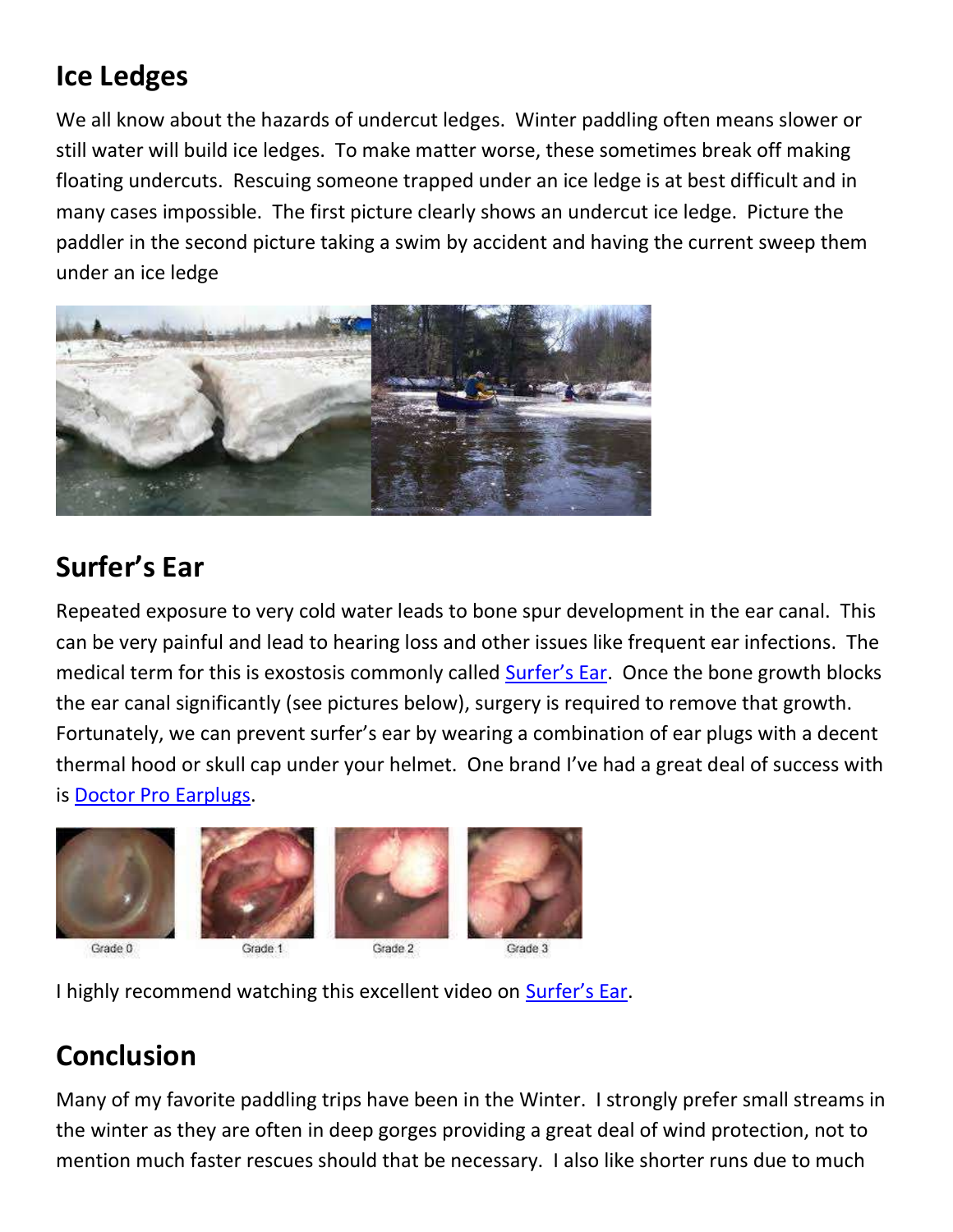## Ice Ledges

We all know about the hazards of undercut ledges. Winter paddling often means slower or still water will build ice ledges. To make matter worse, these sometimes break off making floating undercuts. Rescuing someone trapped under an ice ledge is at best difficult and in many cases impossible. The first picture clearly shows an undercut ice ledge. Picture the paddler in the second picture taking a swim by accident and having the current sweep them under an ice ledge

## Surfer's Ear

Repeated exposure to very cold water leads to bone spur development in the ear canal. This can be very painful and lead to hearing loss and other issues like frequent ear infections. The medical term for this is exostosis commonly called Surfer's Ear. Once the bone growth blocks the ear canal significantly (see pictures below), surgery is required to remove that growth. Fortunately, we can prevent surfer's ear by wearing a combination of ear plugs with a decent thermal hood or skull cap under your helmet. One brand I've had a great deal of success with is Doctor Pro Earplugs.

Grade 0 Grade 1 Grade 2 Grade 3

I highly recommend watching this excellent video on Surfer's Ear.

## Conclusion

Many of my favorite paddling trips have been in the Winter. I strongly prefer small streams in the winter as they are often in deep gorges providing a great deal of wind protection, not to mention much faster rescues should that be necessary. I also like shorter runs due to much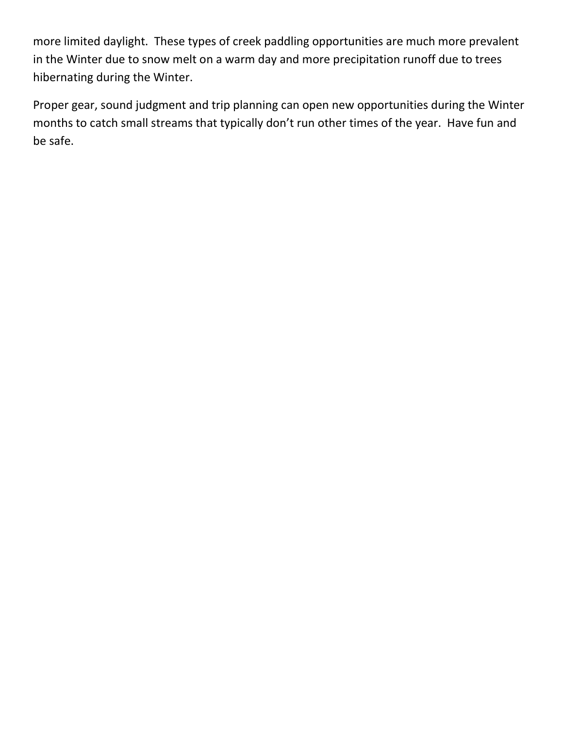more limited daylight. These types of creek paddling opportunities are much more prevalent in the Winter due to snow melt on a warm day and more precipitation runoff due to trees hibernating during the Winter.

Proper gear, sound judgment and trip planning can open new opportunities during the Winter months to catch small streams that typically don't run other times of the year. Have fun and be safe.